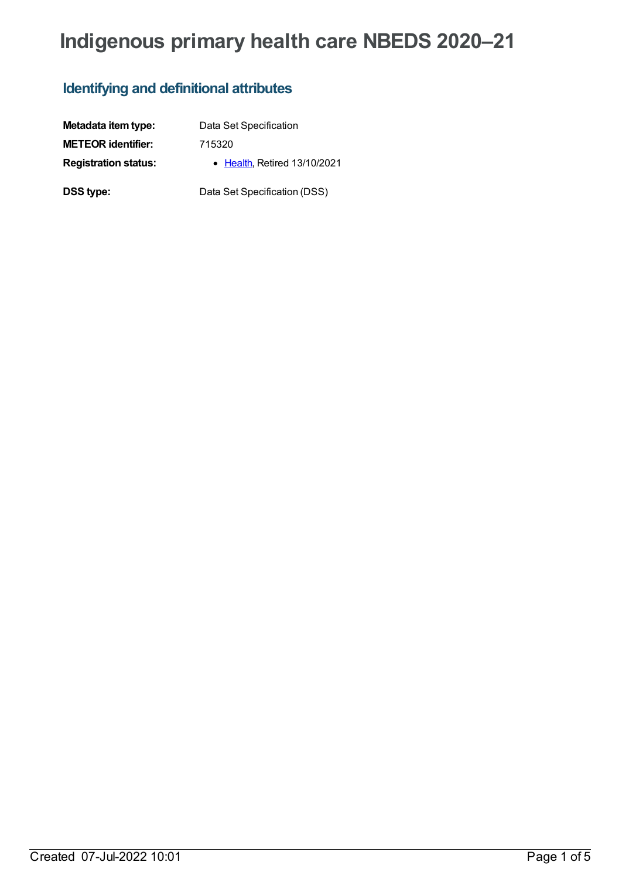# Indigenous primary health care NBEDS 2020–21

## Identifying and definitional attributes

| | |
|---|---|
| **Metadata item type:** | Data Set Specification |
| **METEOR identifier:** | 715320 |
| **Registration status:** | • Health, Retired 13/10/2021 |
| **DSS type:** | Data Set Specification (DSS) |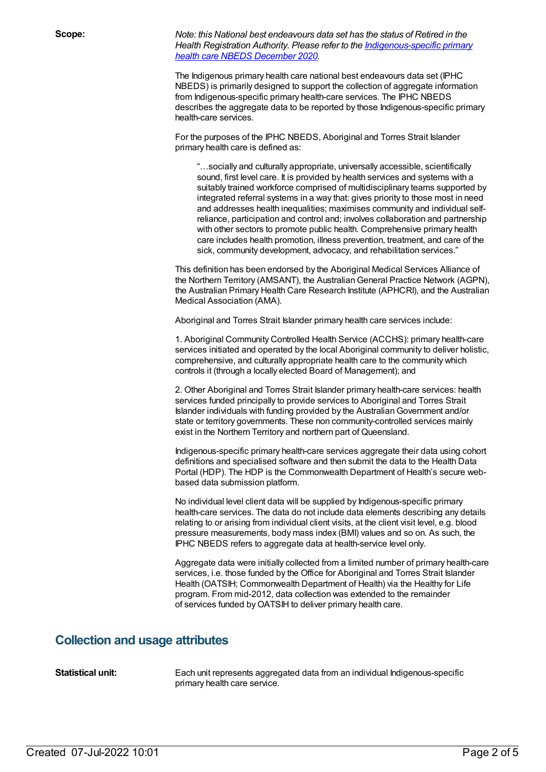**Scope:**

*Note: this National best endeavours data set has the status of Retired in the Health Registration Authority. Please refer to the [Indigenous-specific primary health care NBEDS December 2020](#).*

The Indigenous primary health care national best endeavours data set (IPHC NBEDS) is primarily designed to support the collection of aggregate information from Indigenous-specific primary health-care services. The IPHC NBEDS describes the aggregate data to be reported by those Indigenous-specific primary health-care services.

For the purposes of the IPHC NBEDS, Aboriginal and Torres Strait Islander primary health care is defined as:

> "…socially and culturally appropriate, universally accessible, scientifically sound, first level care. It is provided by health services and systems with a suitably trained workforce comprised of multidisciplinary teams supported by integrated referral systems in a way that: gives priority to those most in need and addresses health inequalities; maximises community and individual self-reliance, participation and control and; involves collaboration and partnership with other sectors to promote public health. Comprehensive primary health care includes health promotion, illness prevention, treatment, and care of the sick, community development, advocacy, and rehabilitation services."

This definition has been endorsed by the Aboriginal Medical Services Alliance of the Northern Territory (AMSANT), the Australian General Practice Network (AGPN), the Australian Primary Health Care Research Institute (APHCRI), and the Australian Medical Association (AMA).

Aboriginal and Torres Strait Islander primary health care services include:

1. Aboriginal Community Controlled Health Service (ACCHS): primary health-care services initiated and operated by the local Aboriginal community to deliver holistic, comprehensive, and culturally appropriate health care to the community which controls it (through a locally elected Board of Management); and

2. Other Aboriginal and Torres Strait Islander primary health-care services: health services funded principally to provide services to Aboriginal and Torres Strait Islander individuals with funding provided by the Australian Government and/or state or territory governments. These non community-controlled services mainly exist in the Northern Territory and northern part of Queensland.

Indigenous-specific primary health-care services aggregate their data using cohort definitions and specialised software and then submit the data to the Health Data Portal (HDP). The HDP is the Commonwealth Department of Health's secure web-based data submission platform.

No individual level client data will be supplied by Indigenous-specific primary health-care services. The data do not include data elements describing any details relating to or arising from individual client visits, at the client visit level, e.g. blood pressure measurements, body mass index (BMI) values and so on. As such, the IPHC NBEDS refers to aggregate data at health-service level only.

Aggregate data were initially collected from a limited number of primary health-care services, i.e. those funded by the Office for Aboriginal and Torres Strait Islander Health (OATSIH; Commonwealth Department of Health) via the Healthy for Life program. From mid-2012, data collection was extended to the remainder of services funded by OATSIH to deliver primary health care.

## Collection and usage attributes

**Statistical unit:**

Each unit represents aggregated data from an individual Indigenous-specific primary health care service.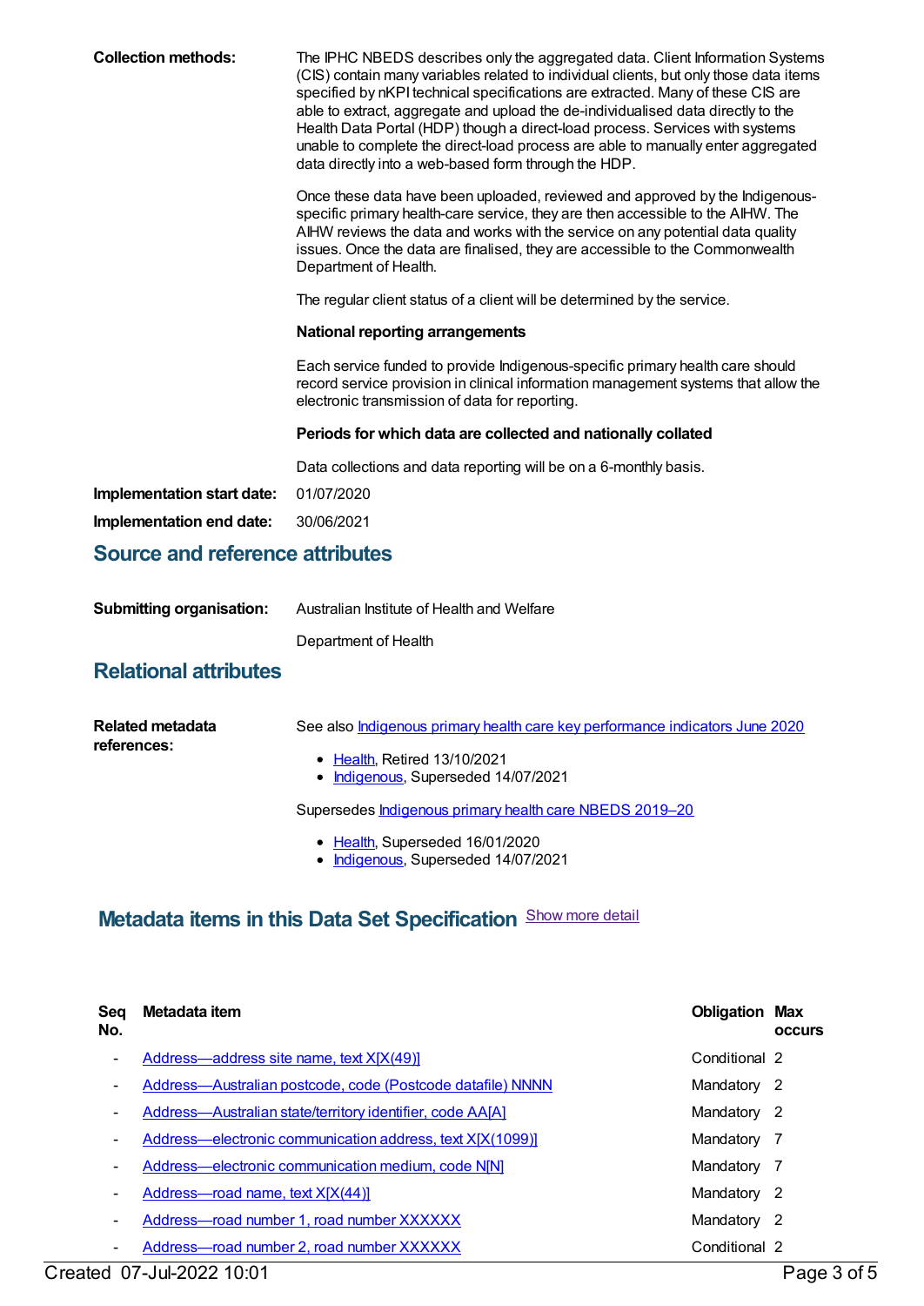**Collection methods:**

The IPHC NBEDS describes only the aggregated data. Client Information Systems (CIS) contain many variables related to individual clients, but only those data items specified by nKPI technical specifications are extracted. Many of these CIS are able to extract, aggregate and upload the de-individualised data directly to the Health Data Portal (HDP) though a direct-load process. Services with systems unable to complete the direct-load process are able to manually enter aggregated data directly into a web-based form through the HDP.

Once these data have been uploaded, reviewed and approved by the Indigenous-specific primary health-care service, they are then accessible to the AIHW. The AIHW reviews the data and works with the service on any potential data quality issues. Once the data are finalised, they are accessible to the Commonwealth Department of Health.

The regular client status of a client will be determined by the service.

**National reporting arrangements**

Each service funded to provide Indigenous-specific primary health care should record service provision in clinical information management systems that allow the electronic transmission of data for reporting.

**Periods for which data are collected and nationally collated**

Data collections and data reporting will be on a 6-monthly basis.

**Implementation start date:** 01/07/2020

**Implementation end date:** 30/06/2021

## Source and reference attributes

**Submitting organisation:** Australian Institute of Health and Welfare

Department of Health

## Relational attributes

**Related metadata references:**

See also Indigenous primary health care key performance indicators June 2020

- Health, Retired 13/10/2021
- Indigenous, Superseded 14/07/2021

Supersedes Indigenous primary health care NBEDS 2019–20

- Health, Superseded 16/01/2020
- Indigenous, Superseded 14/07/2021

## Metadata items in this Data Set Specification Show more detail

| Seq No. | Metadata item | Obligation | Max occurs |
|---|---|---|---|
| - | Address—address site name, text X[X(49)] | Conditional | 2 |
| - | Address—Australian postcode, code (Postcode datafile) NNNN | Mandatory | 2 |
| - | Address—Australian state/territory identifier, code AA[A] | Mandatory | 2 |
| - | Address—electronic communication address, text X[X(1099)] | Mandatory | 7 |
| - | Address—electronic communication medium, code N[N] | Mandatory | 7 |
| - | Address—road name, text X[X(44)] | Mandatory | 2 |
| - | Address—road number 1, road number XXXXXX | Mandatory | 2 |
| - | Address—road number 2, road number XXXXXX | Conditional | 2 |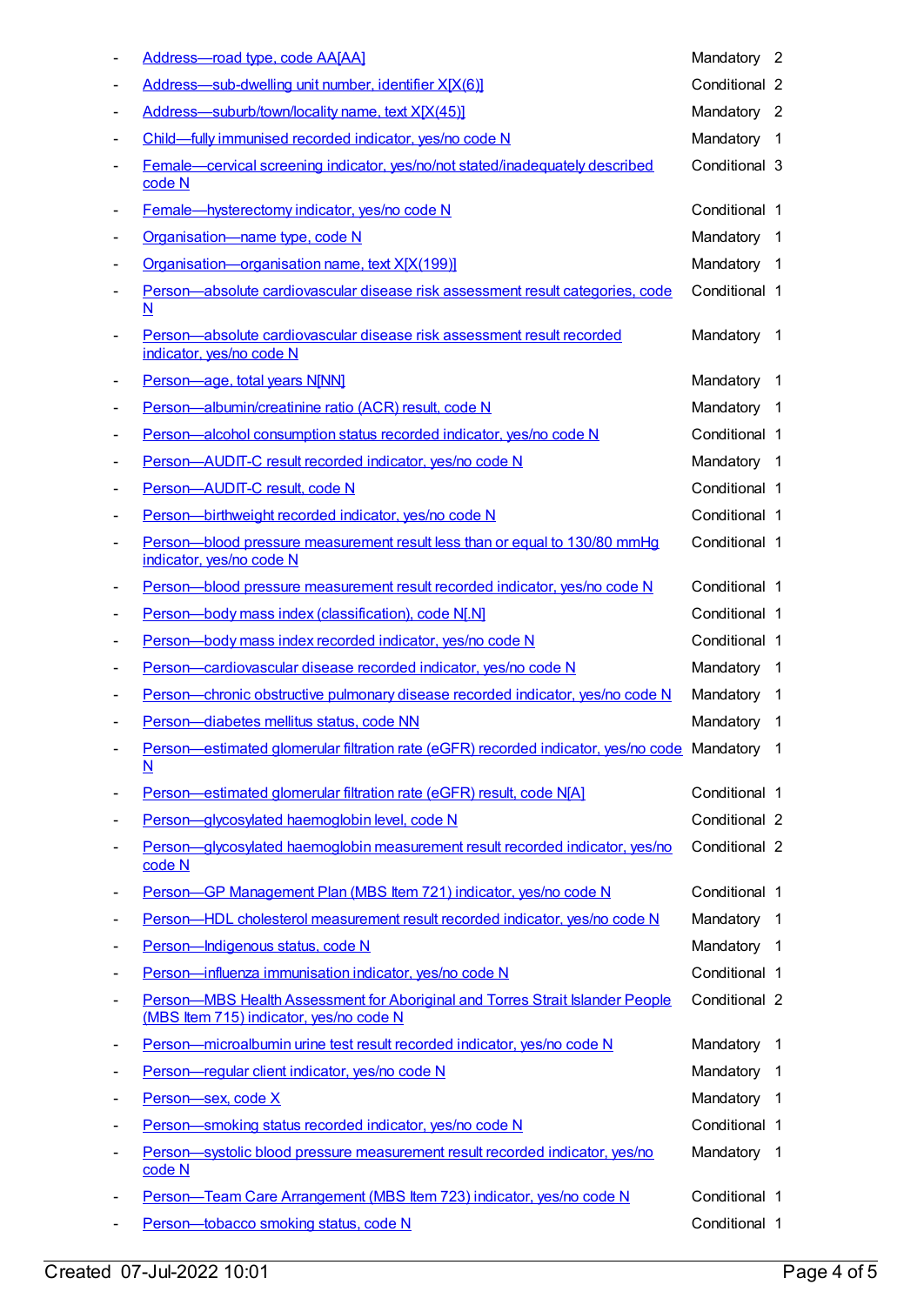- Address—road type, code AA[AA] Mandatory 2
- Address—sub-dwelling unit number, identifier X[X(6)] Conditional 2
- Address—suburb/town/locality name, text X[X(45)] Mandatory 2
- Child—fully immunised recorded indicator, yes/no code N Mandatory 1
- Female—cervical screening indicator, yes/no/not stated/inadequately described code N Conditional 3
- Female—hysterectomy indicator, yes/no code N Conditional 1
- Organisation—name type, code N Mandatory 1
- Organisation—organisation name, text X[X(199)] Mandatory 1
- Person—absolute cardiovascular disease risk assessment result categories, code N Conditional 1
- Person—absolute cardiovascular disease risk assessment result recorded indicator, yes/no code N Mandatory 1
- Person—age, total years N[NN] Mandatory 1
- Person—albumin/creatinine ratio (ACR) result, code N Mandatory 1
- Person—alcohol consumption status recorded indicator, yes/no code N Conditional 1
- Person—AUDIT-C result recorded indicator, yes/no code N Mandatory 1
- Person—AUDIT-C result, code N Conditional 1
- Person—birthweight recorded indicator, yes/no code N Conditional 1
- Person—blood pressure measurement result less than or equal to 130/80 mmHg indicator, yes/no code N Conditional 1
- Person—blood pressure measurement result recorded indicator, yes/no code N Conditional 1
- Person—body mass index (classification), code N[.N] Conditional 1
- Person—body mass index recorded indicator, yes/no code N Conditional 1
- Person—cardiovascular disease recorded indicator, yes/no code N Mandatory 1
- Person—chronic obstructive pulmonary disease recorded indicator, yes/no code N Mandatory 1
- Person—diabetes mellitus status, code NN Mandatory 1
- Person—estimated glomerular filtration rate (eGFR) recorded indicator, yes/no code N Mandatory 1
- Person—estimated glomerular filtration rate (eGFR) result, code N[A] Conditional 1
- Person—glycosylated haemoglobin level, code N Conditional 2
- Person—glycosylated haemoglobin measurement result recorded indicator, yes/no code N Conditional 2
- Person—GP Management Plan (MBS Item 721) indicator, yes/no code N Conditional 1
- Person—HDL cholesterol measurement result recorded indicator, yes/no code N Mandatory 1
- Person—Indigenous status, code N Mandatory 1
- Person—influenza immunisation indicator, yes/no code N Conditional 1
- Person—MBS Health Assessment for Aboriginal and Torres Strait Islander People (MBS Item 715) indicator, yes/no code N Conditional 2
- Person—microalbumin urine test result recorded indicator, yes/no code N Mandatory 1
- Person—regular client indicator, yes/no code N Mandatory 1
- Person—sex, code X Mandatory 1
- Person—smoking status recorded indicator, yes/no code N Conditional 1
- Person—systolic blood pressure measurement result recorded indicator, yes/no code N Mandatory 1
- Person—Team Care Arrangement (MBS Item 723) indicator, yes/no code N Conditional 1
- Person—tobacco smoking status, code N Conditional 1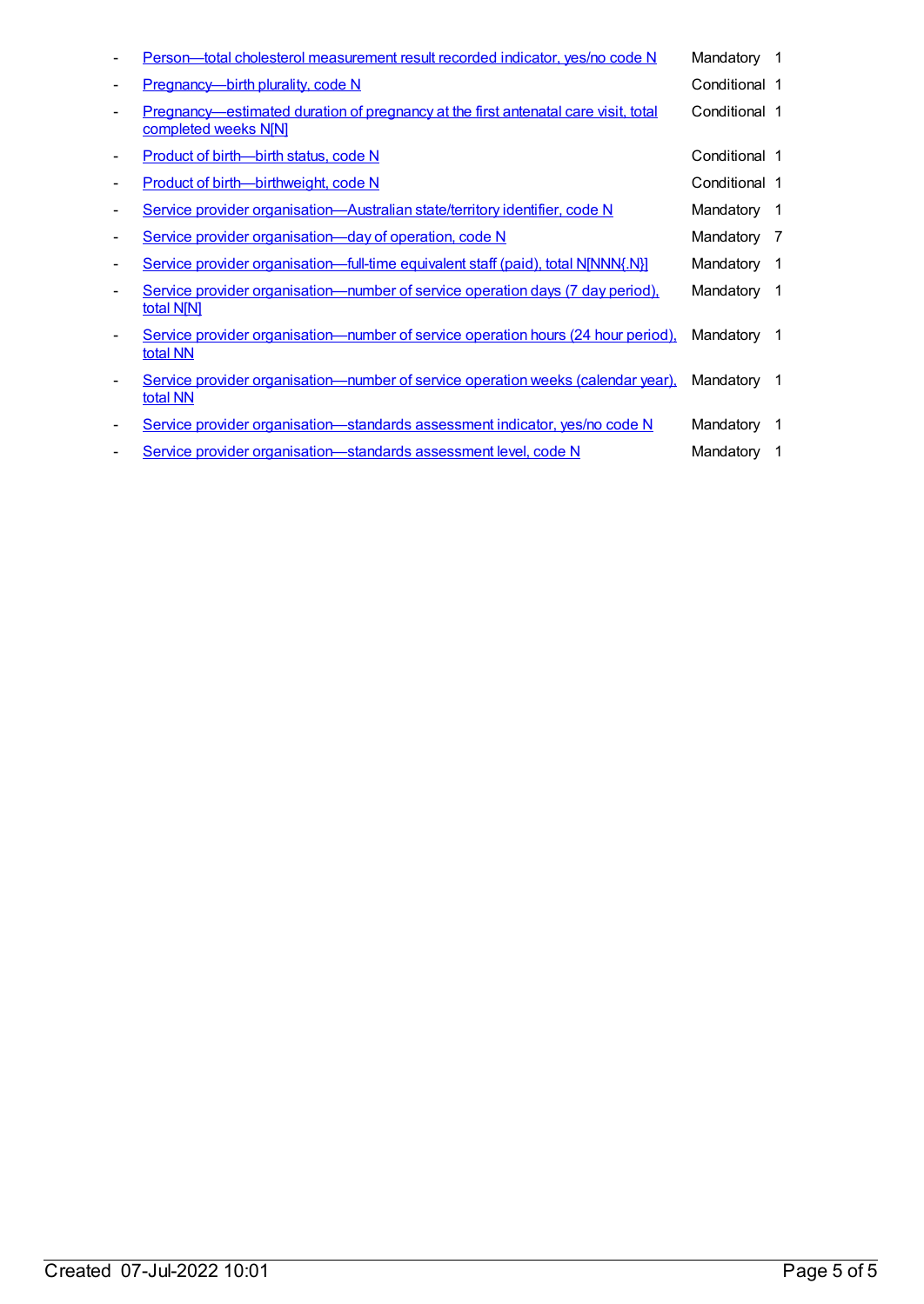- Person—total cholesterol measurement result recorded indicator, yes/no code N Mandatory 1
- Pregnancy—birth plurality, code N Conditional 1
- Pregnancy—estimated duration of pregnancy at the first antenatal care visit, total completed weeks N[N] Conditional 1
- Product of birth—birth status, code N Conditional 1
- Product of birth—birthweight, code N Conditional 1
- Service provider organisation—Australian state/territory identifier, code N Mandatory 1
- Service provider organisation—day of operation, code N Mandatory 7
- Service provider organisation—full-time equivalent staff (paid), total N[NNN{.N}] Mandatory 1
- Service provider organisation—number of service operation days (7 day period), total N[N] Mandatory 1
- Service provider organisation—number of service operation hours (24 hour period), total NN Mandatory 1
- Service provider organisation—number of service operation weeks (calendar year), total NN Mandatory 1
- Service provider organisation—standards assessment indicator, yes/no code N Mandatory 1
- Service provider organisation—standards assessment level, code N Mandatory 1